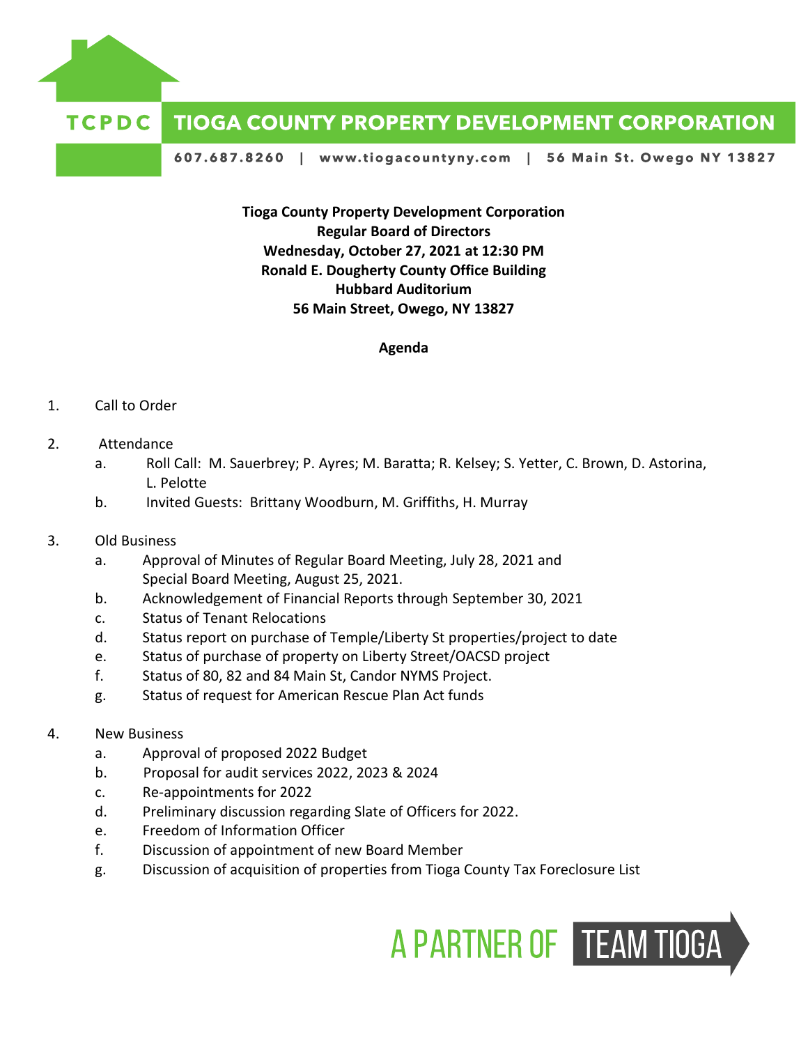**TCPDC TIOGA COUNTY PROPERTY DEVELOPMENT CORPORATION**

607.687.8260 | www.tiogacountyny.com | 56 Main St. Owego NY 13827

**Tioga County Property Development Corporation**
**Regular Board of Directors**
**Wednesday, October 27, 2021 at 12:30 PM**
**Ronald E. Dougherty County Office Building**
**Hubbard Auditorium**
**56 Main Street, Owego, NY 13827**

**Agenda**

1. Call to Order

2. Attendance
   a. Roll Call: M. Sauerbrey; P. Ayres; M. Baratta; R. Kelsey; S. Yetter, C. Brown, D. Astorina, L. Pelotte
   b. Invited Guests: Brittany Woodburn, M. Griffiths, H. Murray

3. Old Business
   a. Approval of Minutes of Regular Board Meeting, July 28, 2021 and Special Board Meeting, August 25, 2021.
   b. Acknowledgement of Financial Reports through September 30, 2021
   c. Status of Tenant Relocations
   d. Status report on purchase of Temple/Liberty St properties/project to date
   e. Status of purchase of property on Liberty Street/OACSD project
   f. Status of 80, 82 and 84 Main St, Candor NYMS Project.
   g. Status of request for American Rescue Plan Act funds

4. New Business
   a. Approval of proposed 2022 Budget
   b. Proposal for audit services 2022, 2023 & 2024
   c. Re-appointments for 2022
   d. Preliminary discussion regarding Slate of Officers for 2022.
   e. Freedom of Information Officer
   f. Discussion of appointment of new Board Member
   g. Discussion of acquisition of properties from Tioga County Tax Foreclosure List

A PARTNER OF TEAM TIOGA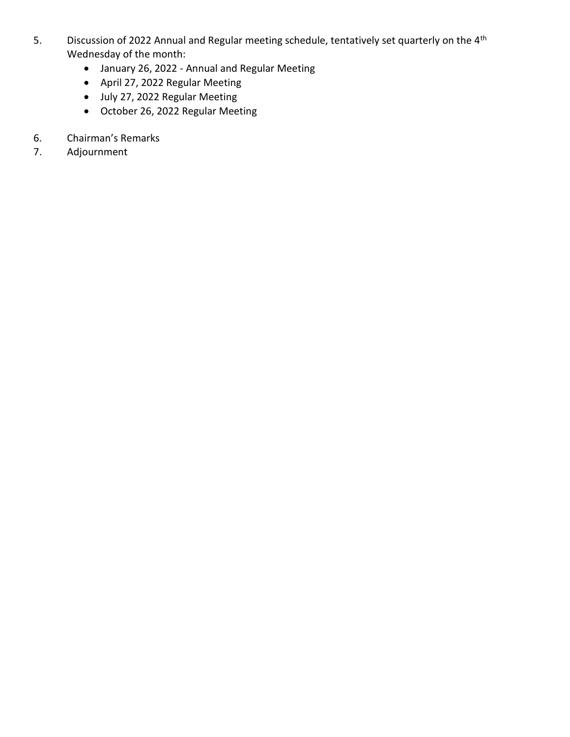5. Discussion of 2022 Annual and Regular meeting schedule, tentatively set quarterly on the 4th Wednesday of the month:
    - January 26, 2022 - Annual and Regular Meeting
    - April 27, 2022 Regular Meeting
    - July 27, 2022 Regular Meeting
    - October 26, 2022 Regular Meeting

6. Chairman's Remarks
7. Adjournment